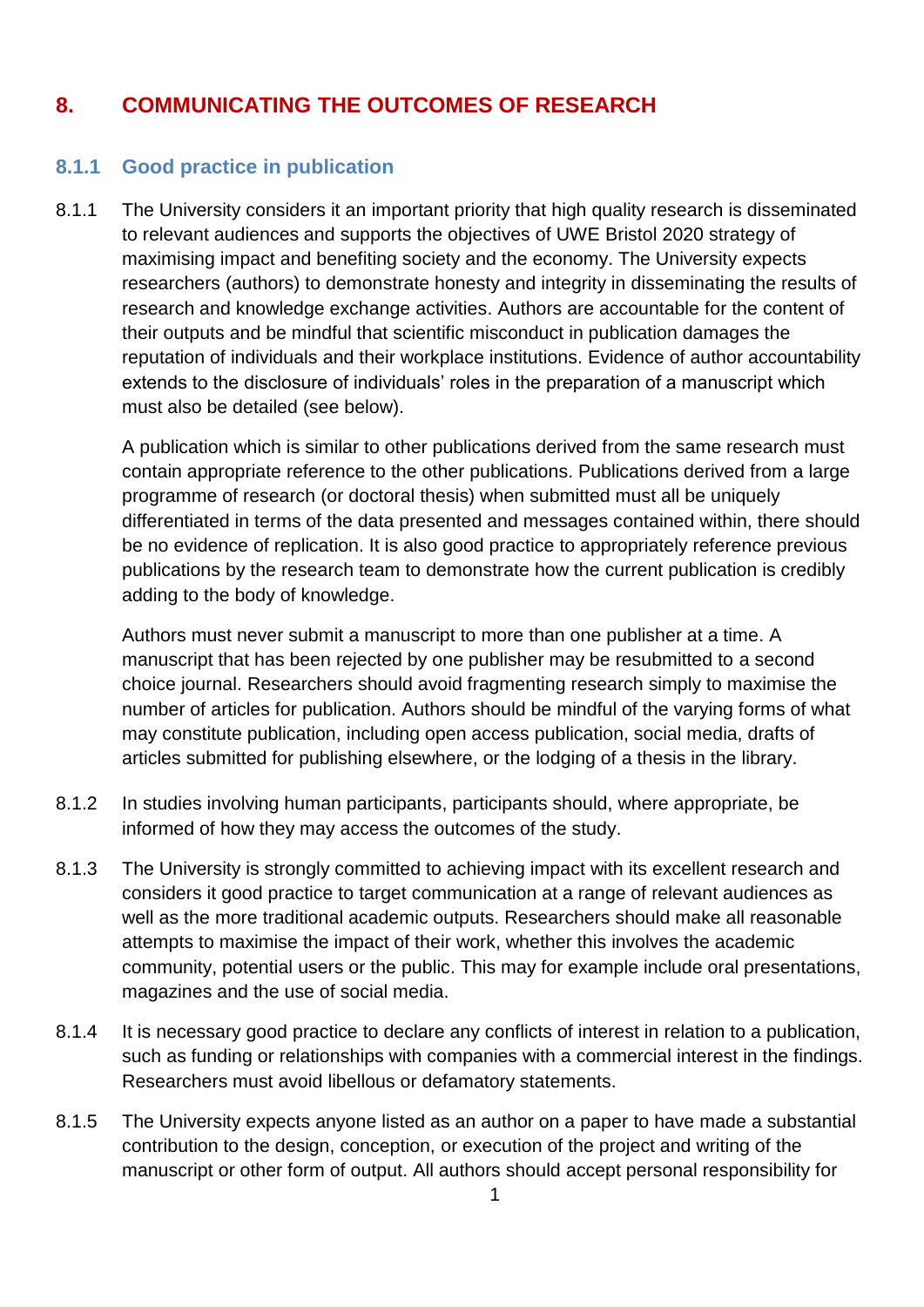# 8. COMMUNICATING THE OUTCOMES OF RESEARCH

## 8.1.1 Good practice in publication

8.1.1 The University considers it an important priority that high quality research is disseminated to relevant audiences and supports the objectives of UWE Bristol 2020 strategy of maximising impact and benefiting society and the economy. The University expects researchers (authors) to demonstrate honesty and integrity in disseminating the results of research and knowledge exchange activities. Authors are accountable for the content of their outputs and be mindful that scientific misconduct in publication damages the reputation of individuals and their workplace institutions. Evidence of author accountability extends to the disclosure of individuals' roles in the preparation of a manuscript which must also be detailed (see below).

A publication which is similar to other publications derived from the same research must contain appropriate reference to the other publications. Publications derived from a large programme of research (or doctoral thesis) when submitted must all be uniquely differentiated in terms of the data presented and messages contained within, there should be no evidence of replication. It is also good practice to appropriately reference previous publications by the research team to demonstrate how the current publication is credibly adding to the body of knowledge.

Authors must never submit a manuscript to more than one publisher at a time. A manuscript that has been rejected by one publisher may be resubmitted to a second choice journal. Researchers should avoid fragmenting research simply to maximise the number of articles for publication. Authors should be mindful of the varying forms of what may constitute publication, including open access publication, social media, drafts of articles submitted for publishing elsewhere, or the lodging of a thesis in the library.

8.1.2 In studies involving human participants, participants should, where appropriate, be informed of how they may access the outcomes of the study.

8.1.3 The University is strongly committed to achieving impact with its excellent research and considers it good practice to target communication at a range of relevant audiences as well as the more traditional academic outputs. Researchers should make all reasonable attempts to maximise the impact of their work, whether this involves the academic community, potential users or the public. This may for example include oral presentations, magazines and the use of social media.

8.1.4 It is necessary good practice to declare any conflicts of interest in relation to a publication, such as funding or relationships with companies with a commercial interest in the findings. Researchers must avoid libellous or defamatory statements.

8.1.5 The University expects anyone listed as an author on a paper to have made a substantial contribution to the design, conception, or execution of the project and writing of the manuscript or other form of output. All authors should accept personal responsibility for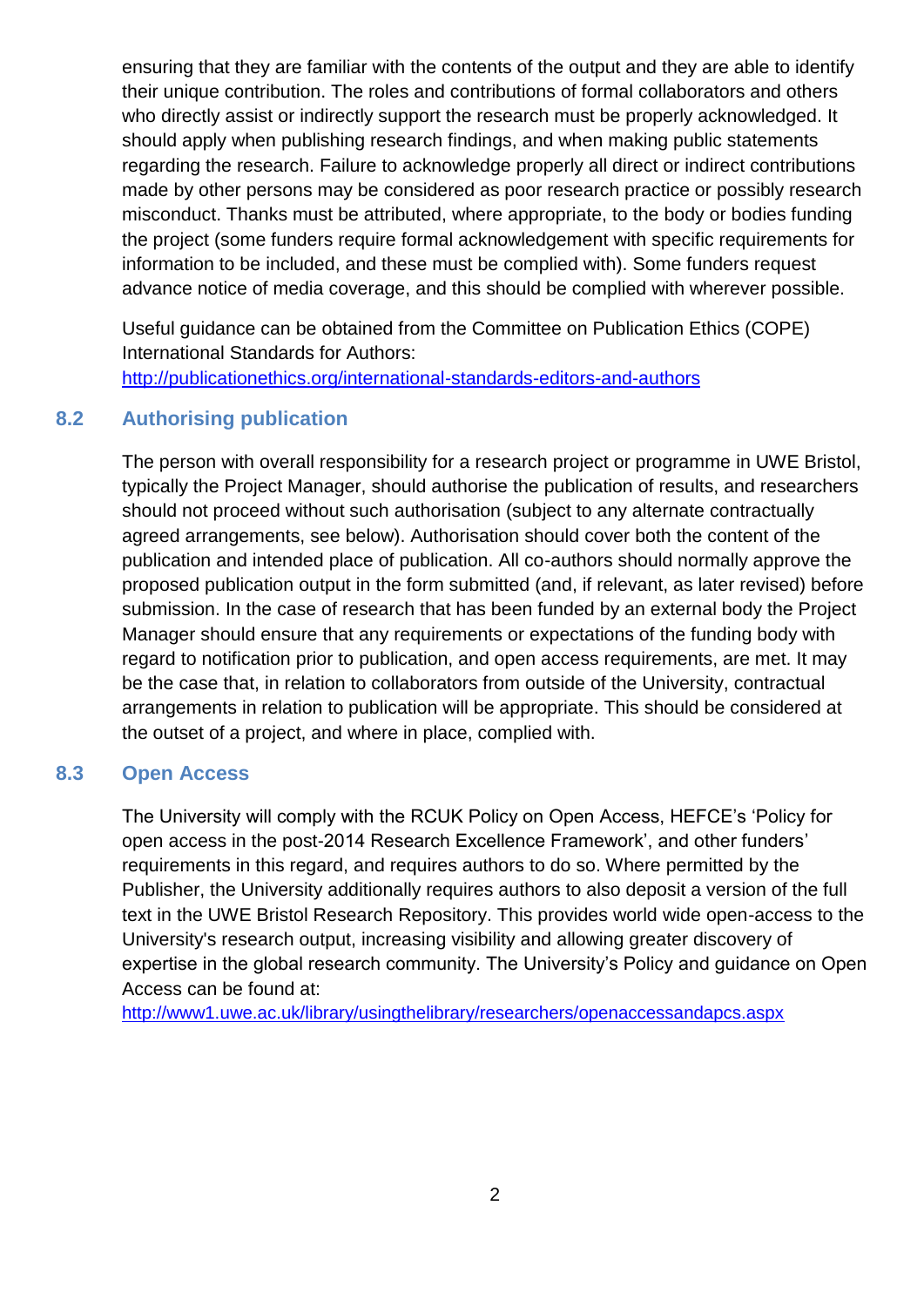ensuring that they are familiar with the contents of the output and they are able to identify their unique contribution. The roles and contributions of formal collaborators and others who directly assist or indirectly support the research must be properly acknowledged. It should apply when publishing research findings, and when making public statements regarding the research. Failure to acknowledge properly all direct or indirect contributions made by other persons may be considered as poor research practice or possibly research misconduct. Thanks must be attributed, where appropriate, to the body or bodies funding the project (some funders require formal acknowledgement with specific requirements for information to be included, and these must be complied with). Some funders request advance notice of media coverage, and this should be complied with wherever possible.

Useful guidance can be obtained from the Committee on Publication Ethics (COPE) International Standards for Authors: [http://publicationethics.org/international-standards-editors-and-authors](http://publicationethics.org/international-standards-editors-and-authors)

### 8.2 Authorising publication

The person with overall responsibility for a research project or programme in UWE Bristol, typically the Project Manager, should authorise the publication of results, and researchers should not proceed without such authorisation (subject to any alternate contractually agreed arrangements, see below). Authorisation should cover both the content of the publication and intended place of publication. All co-authors should normally approve the proposed publication output in the form submitted (and, if relevant, as later revised) before submission. In the case of research that has been funded by an external body the Project Manager should ensure that any requirements or expectations of the funding body with regard to notification prior to publication, and open access requirements, are met. It may be the case that, in relation to collaborators from outside of the University, contractual arrangements in relation to publication will be appropriate. This should be considered at the outset of a project, and where in place, complied with.

### 8.3 Open Access

The University will comply with the RCUK Policy on Open Access, HEFCE's 'Policy for open access in the post-2014 Research Excellence Framework', and other funders' requirements in this regard, and requires authors to do so. Where permitted by the Publisher, the University additionally requires authors to also deposit a version of the full text in the UWE Bristol Research Repository. This provides world wide open-access to the University's research output, increasing visibility and allowing greater discovery of expertise in the global research community. The University's Policy and guidance on Open Access can be found at: [http://www1.uwe.ac.uk/library/usingthelibrary/researchers/openaccessandapcs.aspx](http://www1.uwe.ac.uk/library/usingthelibrary/researchers/openaccessandapcs.aspx)